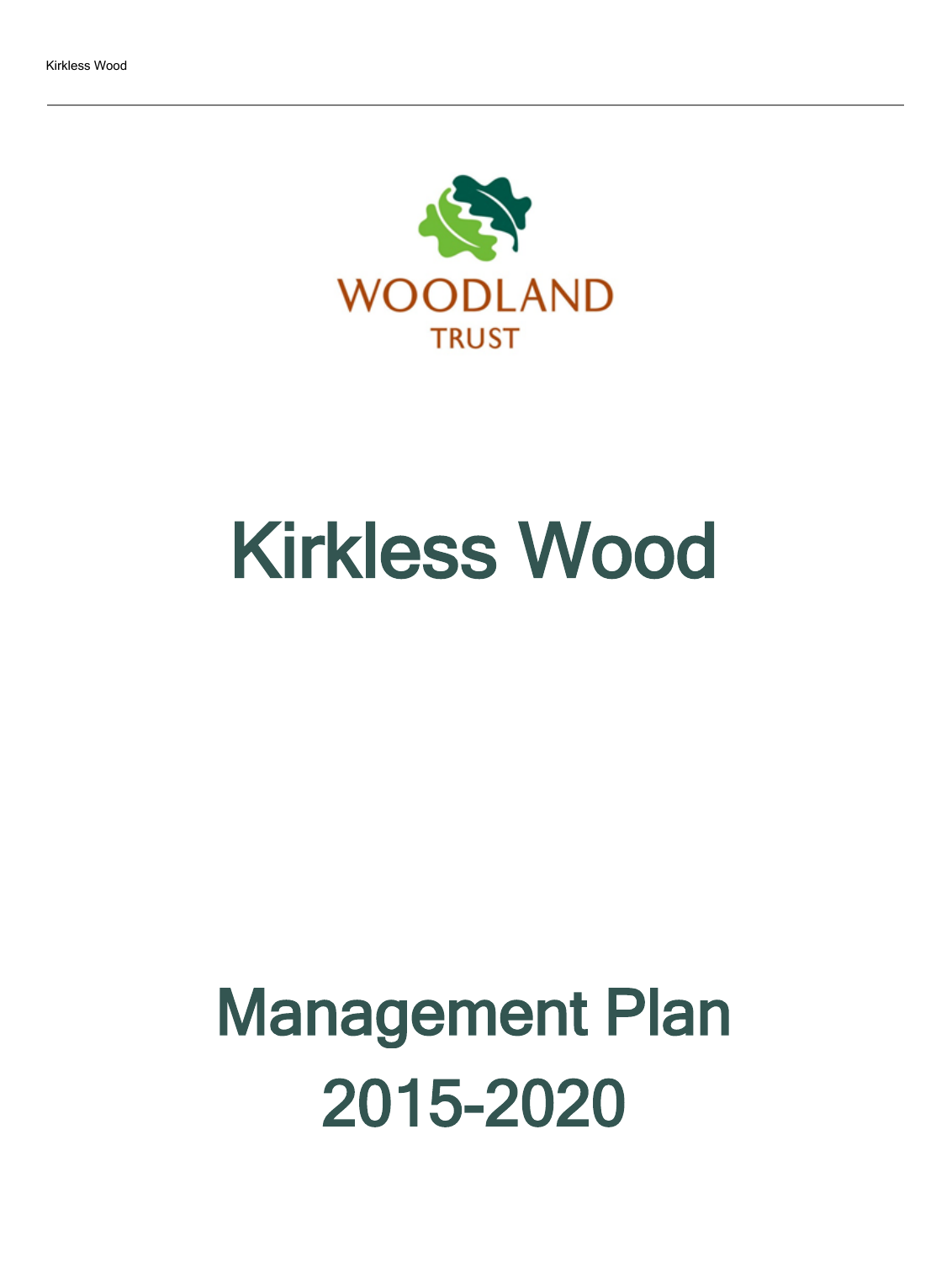WOODLAND TRUST

# Kirkless Wood

# Management Plan 2015-2020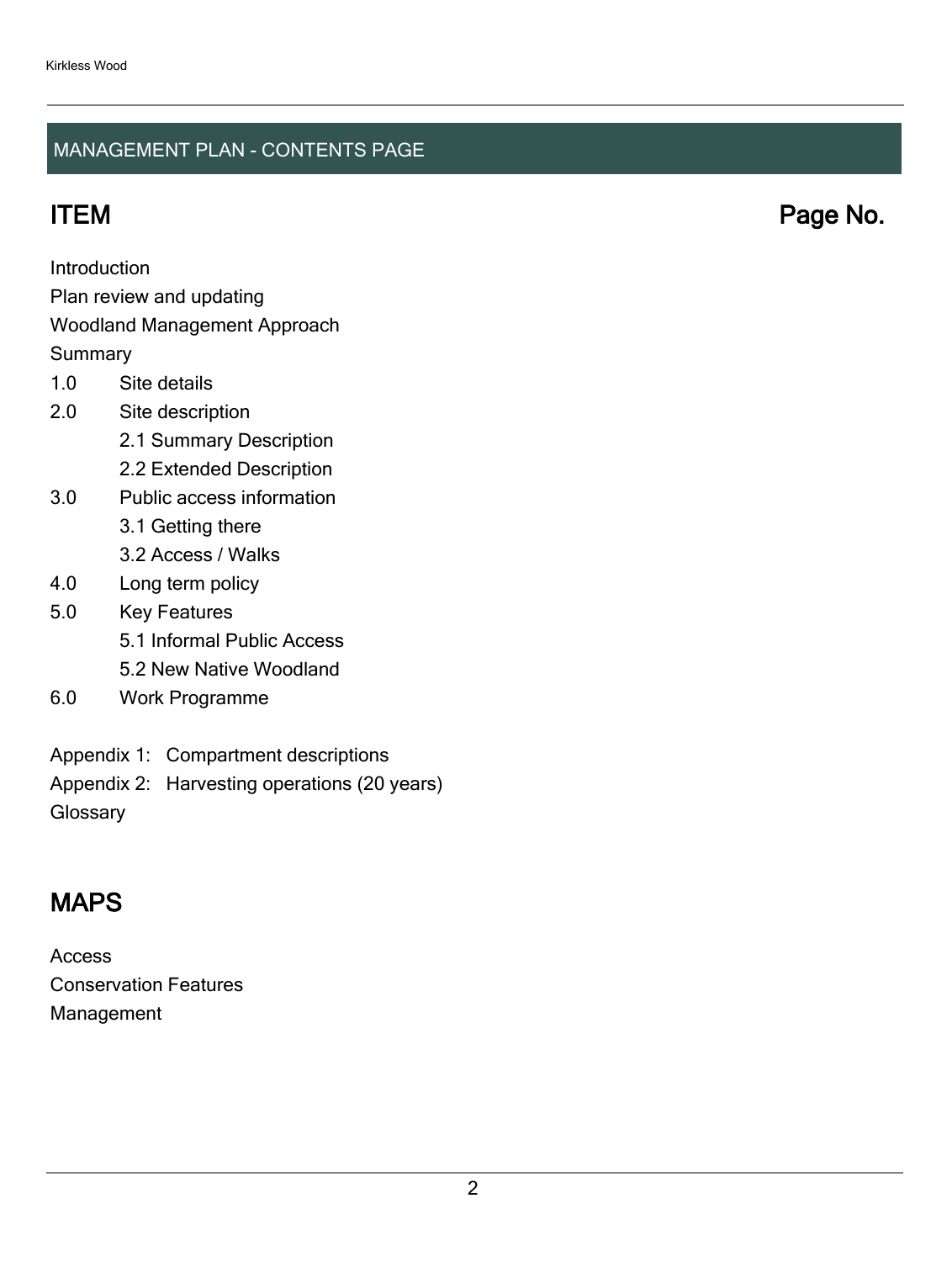## MANAGEMENT PLAN - CONTENTS PAGE

# ITEM Page No.

Introduction

Plan review and updating

Woodland Management Approach

Summary

1.0 Site details

2.0 Site description

- 2.1 Summary Description
- 2.2 Extended Description

3.0 Public access information

- 3.1 Getting there
- 3.2 Access / Walks

4.0 Long term policy

5.0 Key Features

- 5.1 Informal Public Access
- 5.2 New Native Woodland

6.0 Work Programme

Appendix 1: Compartment descriptions

Appendix 2: Harvesting operations (20 years)

Glossary

# MAPS

Access

Conservation Features

Management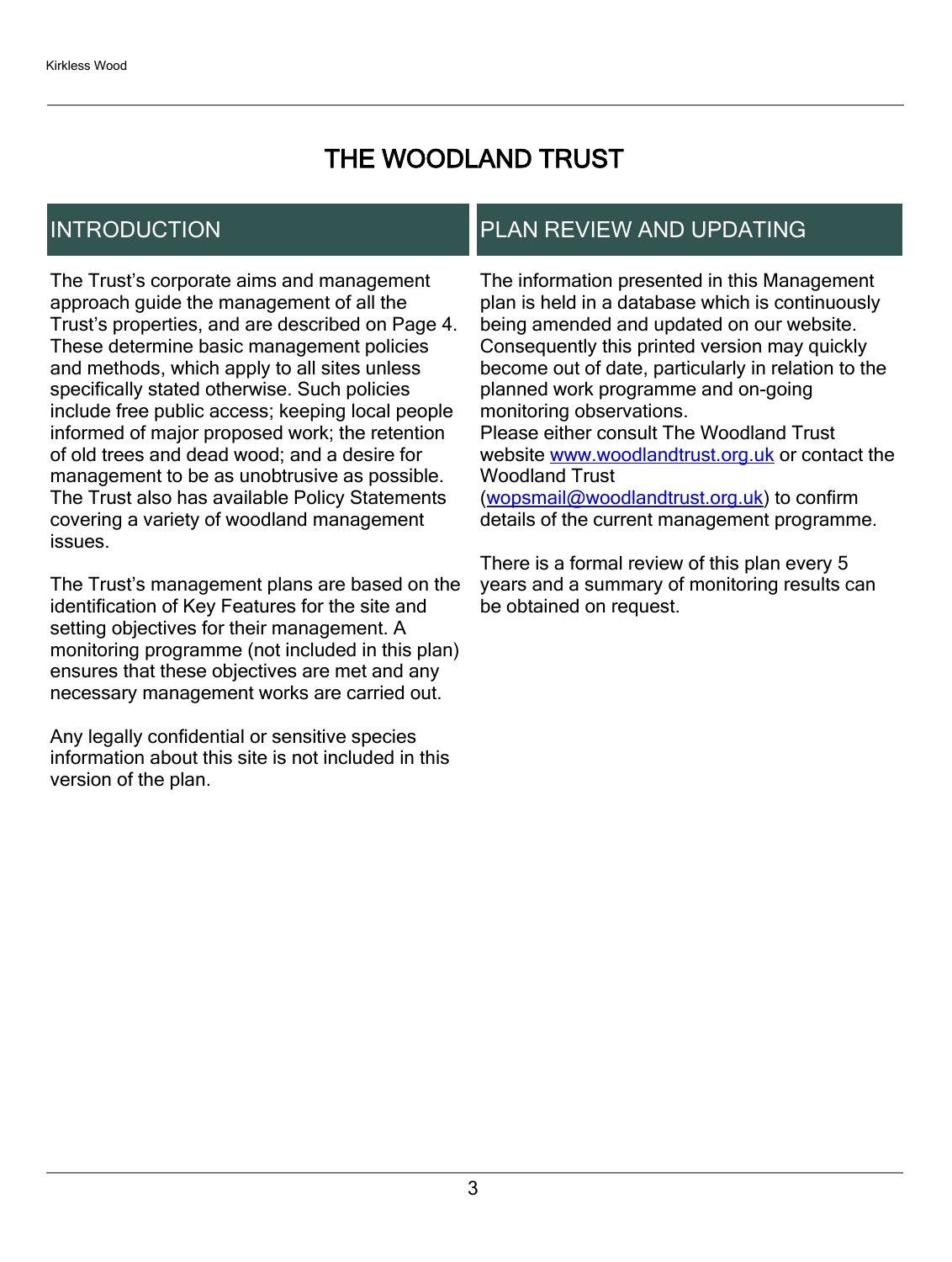# THE WOODLAND TRUST

## INTRODUCTION

The Trust's corporate aims and management approach guide the management of all the Trust's properties, and are described on Page 4. These determine basic management policies and methods, which apply to all sites unless specifically stated otherwise. Such policies include free public access; keeping local people informed of major proposed work; the retention of old trees and dead wood; and a desire for management to be as unobtrusive as possible. The Trust also has available Policy Statements covering a variety of woodland management issues.

The Trust's management plans are based on the identification of Key Features for the site and setting objectives for their management. A monitoring programme (not included in this plan) ensures that these objectives are met and any necessary management works are carried out.

Any legally confidential or sensitive species information about this site is not included in this version of the plan.

## PLAN REVIEW AND UPDATING

The information presented in this Management plan is held in a database which is continuously being amended and updated on our website. Consequently this printed version may quickly become out of date, particularly in relation to the planned work programme and on-going monitoring observations.
Please either consult The Woodland Trust website [www.woodlandtrust.org.uk](http://www.woodlandtrust.org.uk) or contact the Woodland Trust ([wopsmail@woodlandtrust.org.uk](mailto:wopsmail@woodlandtrust.org.uk)) to confirm details of the current management programme.

There is a formal review of this plan every 5 years and a summary of monitoring results can be obtained on request.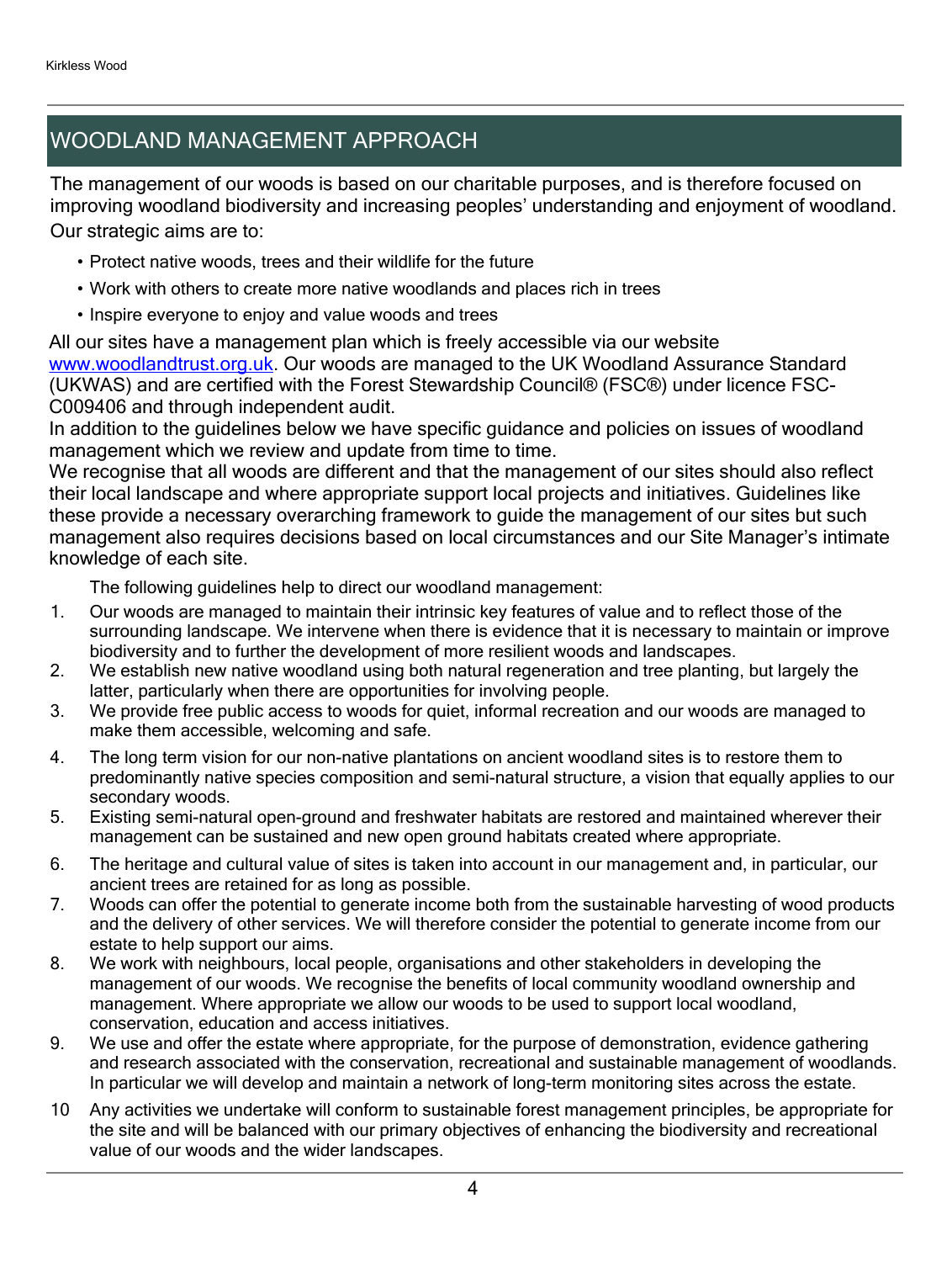## WOODLAND MANAGEMENT APPROACH

The management of our woods is based on our charitable purposes, and is therefore focused on improving woodland biodiversity and increasing peoples' understanding and enjoyment of woodland. Our strategic aims are to:

- Protect native woods, trees and their wildlife for the future
- Work with others to create more native woodlands and places rich in trees
- Inspire everyone to enjoy and value woods and trees

All our sites have a management plan which is freely accessible via our website www.woodlandtrust.org.uk. Our woods are managed to the UK Woodland Assurance Standard (UKWAS) and are certified with the Forest Stewardship Council® (FSC®) under licence FSC-C009406 and through independent audit.

In addition to the guidelines below we have specific guidance and policies on issues of woodland management which we review and update from time to time.

We recognise that all woods are different and that the management of our sites should also reflect their local landscape and where appropriate support local projects and initiatives. Guidelines like these provide a necessary overarching framework to guide the management of our sites but such management also requires decisions based on local circumstances and our Site Manager's intimate knowledge of each site.

The following guidelines help to direct our woodland management:

1. Our woods are managed to maintain their intrinsic key features of value and to reflect those of the surrounding landscape. We intervene when there is evidence that it is necessary to maintain or improve biodiversity and to further the development of more resilient woods and landscapes.
2. We establish new native woodland using both natural regeneration and tree planting, but largely the latter, particularly when there are opportunities for involving people.
3. We provide free public access to woods for quiet, informal recreation and our woods are managed to make them accessible, welcoming and safe.
4. The long term vision for our non-native plantations on ancient woodland sites is to restore them to predominantly native species composition and semi-natural structure, a vision that equally applies to our secondary woods.
5. Existing semi-natural open-ground and freshwater habitats are restored and maintained wherever their management can be sustained and new open ground habitats created where appropriate.
6. The heritage and cultural value of sites is taken into account in our management and, in particular, our ancient trees are retained for as long as possible.
7. Woods can offer the potential to generate income both from the sustainable harvesting of wood products and the delivery of other services. We will therefore consider the potential to generate income from our estate to help support our aims.
8. We work with neighbours, local people, organisations and other stakeholders in developing the management of our woods. We recognise the benefits of local community woodland ownership and management. Where appropriate we allow our woods to be used to support local woodland, conservation, education and access initiatives.
9. We use and offer the estate where appropriate, for the purpose of demonstration, evidence gathering and research associated with the conservation, recreational and sustainable management of woodlands. In particular we will develop and maintain a network of long-term monitoring sites across the estate.
10. Any activities we undertake will conform to sustainable forest management principles, be appropriate for the site and will be balanced with our primary objectives of enhancing the biodiversity and recreational value of our woods and the wider landscapes.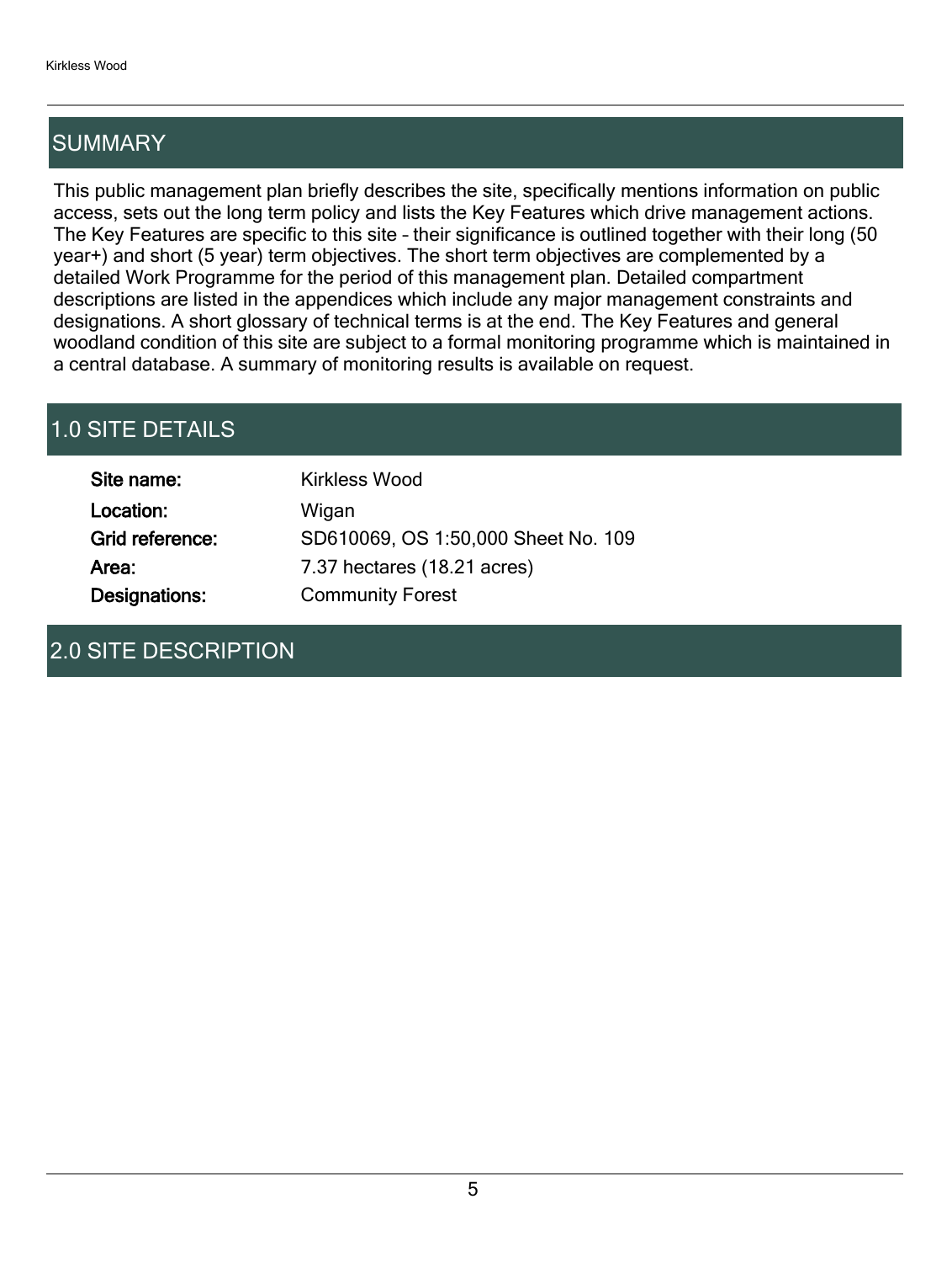## SUMMARY

This public management plan briefly describes the site, specifically mentions information on public access, sets out the long term policy and lists the Key Features which drive management actions. The Key Features are specific to this site – their significance is outlined together with their long (50 year+) and short (5 year) term objectives. The short term objectives are complemented by a detailed Work Programme for the period of this management plan. Detailed compartment descriptions are listed in the appendices which include any major management constraints and designations. A short glossary of technical terms is at the end. The Key Features and general woodland condition of this site are subject to a formal monitoring programme which is maintained in a central database. A summary of monitoring results is available on request.

## 1.0 SITE DETAILS

| | |
|---|---|
| **Site name:** | Kirkless Wood |
| **Location:** | Wigan |
| **Grid reference:** | SD610069, OS 1:50,000 Sheet No. 109 |
| **Area:** | 7.37 hectares (18.21 acres) |
| **Designations:** | Community Forest |

## 2.0 SITE DESCRIPTION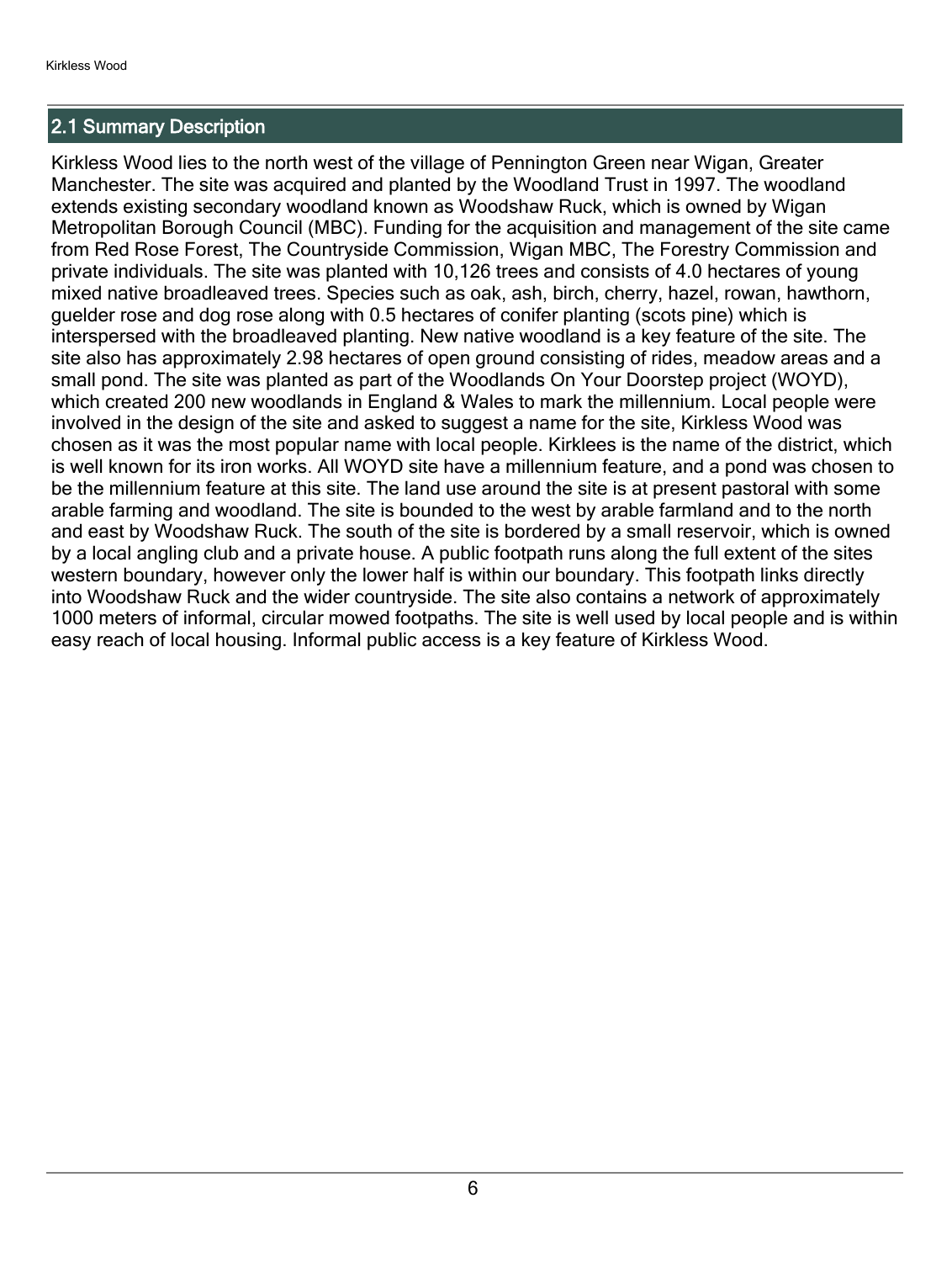## 2.1 Summary Description

Kirkless Wood lies to the north west of the village of Pennington Green near Wigan, Greater Manchester. The site was acquired and planted by the Woodland Trust in 1997. The woodland extends existing secondary woodland known as Woodshaw Ruck, which is owned by Wigan Metropolitan Borough Council (MBC). Funding for the acquisition and management of the site came from Red Rose Forest, The Countryside Commission, Wigan MBC, The Forestry Commission and private individuals. The site was planted with 10,126 trees and consists of 4.0 hectares of young mixed native broadleaved trees. Species such as oak, ash, birch, cherry, hazel, rowan, hawthorn, guelder rose and dog rose along with 0.5 hectares of conifer planting (scots pine) which is interspersed with the broadleaved planting. New native woodland is a key feature of the site. The site also has approximately 2.98 hectares of open ground consisting of rides, meadow areas and a small pond. The site was planted as part of the Woodlands On Your Doorstep project (WOYD), which created 200 new woodlands in England & Wales to mark the millennium. Local people were involved in the design of the site and asked to suggest a name for the site, Kirkless Wood was chosen as it was the most popular name with local people. Kirklees is the name of the district, which is well known for its iron works. All WOYD site have a millennium feature, and a pond was chosen to be the millennium feature at this site. The land use around the site is at present pastoral with some arable farming and woodland. The site is bounded to the west by arable farmland and to the north and east by Woodshaw Ruck. The south of the site is bordered by a small reservoir, which is owned by a local angling club and a private house. A public footpath runs along the full extent of the sites western boundary, however only the lower half is within our boundary. This footpath links directly into Woodshaw Ruck and the wider countryside. The site also contains a network of approximately 1000 meters of informal, circular mowed footpaths. The site is well used by local people and is within easy reach of local housing. Informal public access is a key feature of Kirkless Wood.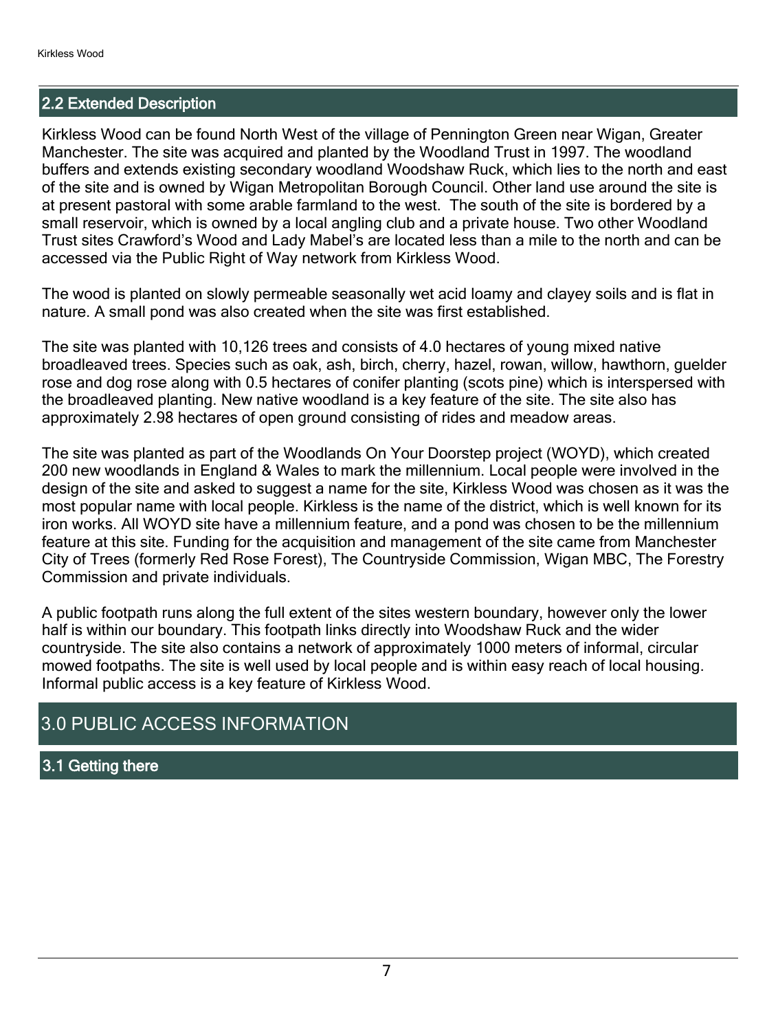## 2.2 Extended Description

Kirkless Wood can be found North West of the village of Pennington Green near Wigan, Greater Manchester. The site was acquired and planted by the Woodland Trust in 1997. The woodland buffers and extends existing secondary woodland Woodshaw Ruck, which lies to the north and east of the site and is owned by Wigan Metropolitan Borough Council. Other land use around the site is at present pastoral with some arable farmland to the west.  The south of the site is bordered by a small reservoir, which is owned by a local angling club and a private house. Two other Woodland Trust sites Crawford's Wood and Lady Mabel's are located less than a mile to the north and can be accessed via the Public Right of Way network from Kirkless Wood.

The wood is planted on slowly permeable seasonally wet acid loamy and clayey soils and is flat in nature. A small pond was also created when the site was first established.

The site was planted with 10,126 trees and consists of 4.0 hectares of young mixed native broadleaved trees. Species such as oak, ash, birch, cherry, hazel, rowan, willow, hawthorn, guelder rose and dog rose along with 0.5 hectares of conifer planting (scots pine) which is interspersed with the broadleaved planting. New native woodland is a key feature of the site. The site also has approximately 2.98 hectares of open ground consisting of rides and meadow areas.

The site was planted as part of the Woodlands On Your Doorstep project (WOYD), which created 200 new woodlands in England & Wales to mark the millennium. Local people were involved in the design of the site and asked to suggest a name for the site, Kirkless Wood was chosen as it was the most popular name with local people. Kirkless is the name of the district, which is well known for its iron works. All WOYD site have a millennium feature, and a pond was chosen to be the millennium feature at this site. Funding for the acquisition and management of the site came from Manchester City of Trees (formerly Red Rose Forest), The Countryside Commission, Wigan MBC, The Forestry Commission and private individuals.

A public footpath runs along the full extent of the sites western boundary, however only the lower half is within our boundary. This footpath links directly into Woodshaw Ruck and the wider countryside. The site also contains a network of approximately 1000 meters of informal, circular mowed footpaths. The site is well used by local people and is within easy reach of local housing. Informal public access is a key feature of Kirkless Wood.

# 3.0 PUBLIC ACCESS INFORMATION

## 3.1 Getting there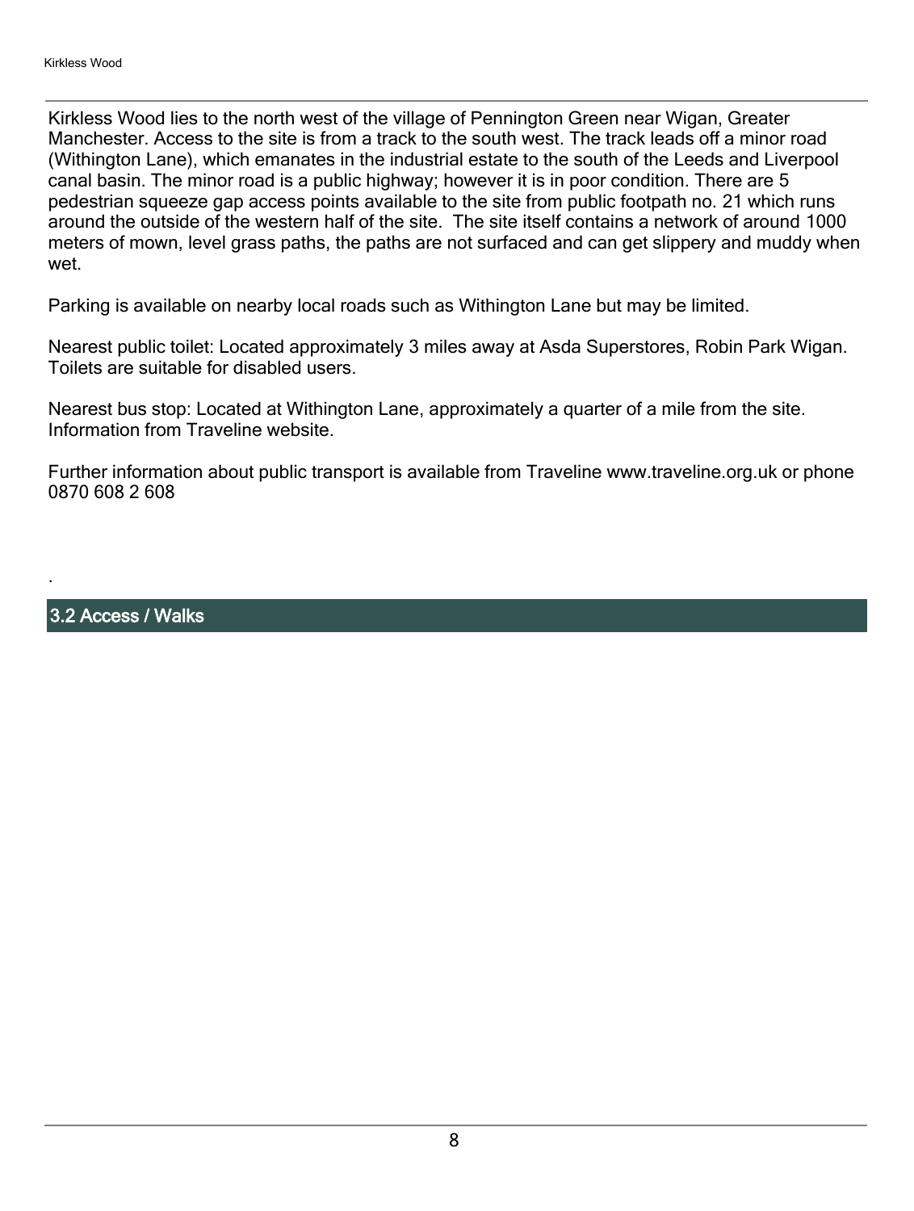Kirkless Wood lies to the north west of the village of Pennington Green near Wigan, Greater Manchester. Access to the site is from a track to the south west. The track leads off a minor road (Withington Lane), which emanates in the industrial estate to the south of the Leeds and Liverpool canal basin. The minor road is a public highway; however it is in poor condition. There are 5 pedestrian squeeze gap access points available to the site from public footpath no. 21 which runs around the outside of the western half of the site. The site itself contains a network of around 1000 meters of mown, level grass paths, the paths are not surfaced and can get slippery and muddy when wet.

Parking is available on nearby local roads such as Withington Lane but may be limited.

Nearest public toilet: Located approximately 3 miles away at Asda Superstores, Robin Park Wigan. Toilets are suitable for disabled users.

Nearest bus stop: Located at Withington Lane, approximately a quarter of a mile from the site. Information from Traveline website.

Further information about public transport is available from Traveline www.traveline.org.uk or phone 0870 608 2 608

.

## 3.2 Access / Walks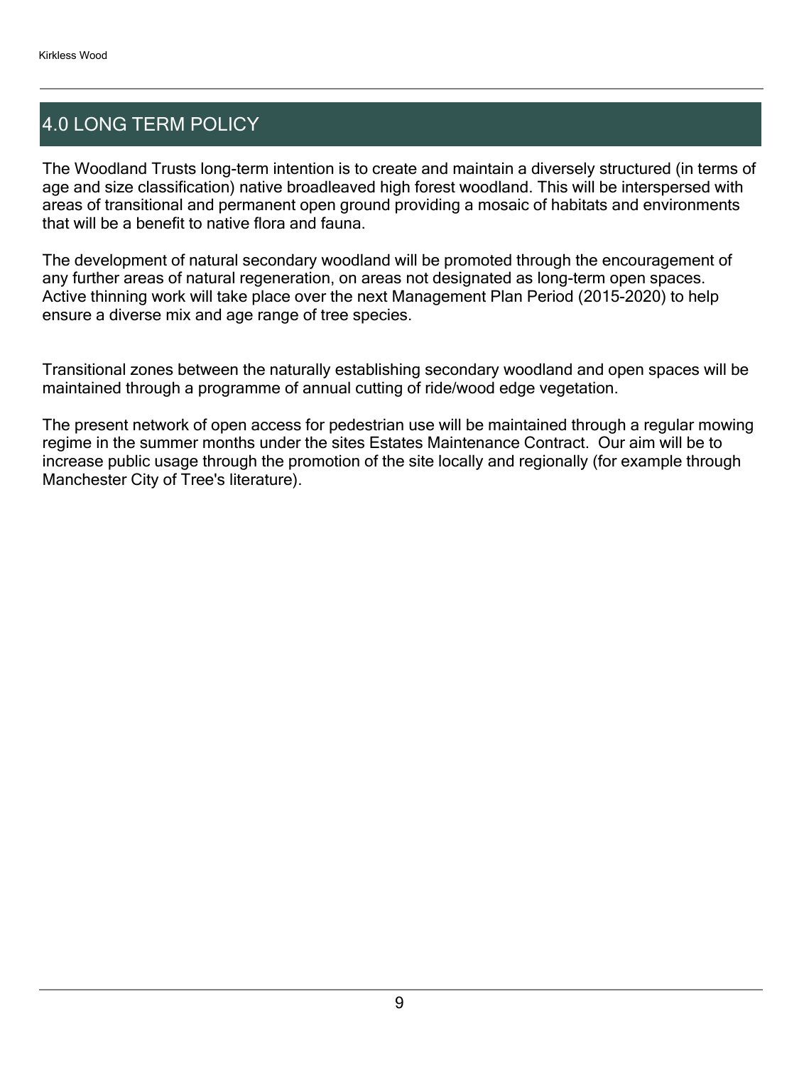# 4.0 LONG TERM POLICY

The Woodland Trusts long-term intention is to create and maintain a diversely structured (in terms of age and size classification) native broadleaved high forest woodland. This will be interspersed with areas of transitional and permanent open ground providing a mosaic of habitats and environments that will be a benefit to native flora and fauna.

The development of natural secondary woodland will be promoted through the encouragement of any further areas of natural regeneration, on areas not designated as long-term open spaces. Active thinning work will take place over the next Management Plan Period (2015-2020) to help ensure a diverse mix and age range of tree species.

Transitional zones between the naturally establishing secondary woodland and open spaces will be maintained through a programme of annual cutting of ride/wood edge vegetation.

The present network of open access for pedestrian use will be maintained through a regular mowing regime in the summer months under the sites Estates Maintenance Contract. Our aim will be to increase public usage through the promotion of the site locally and regionally (for example through Manchester City of Tree's literature).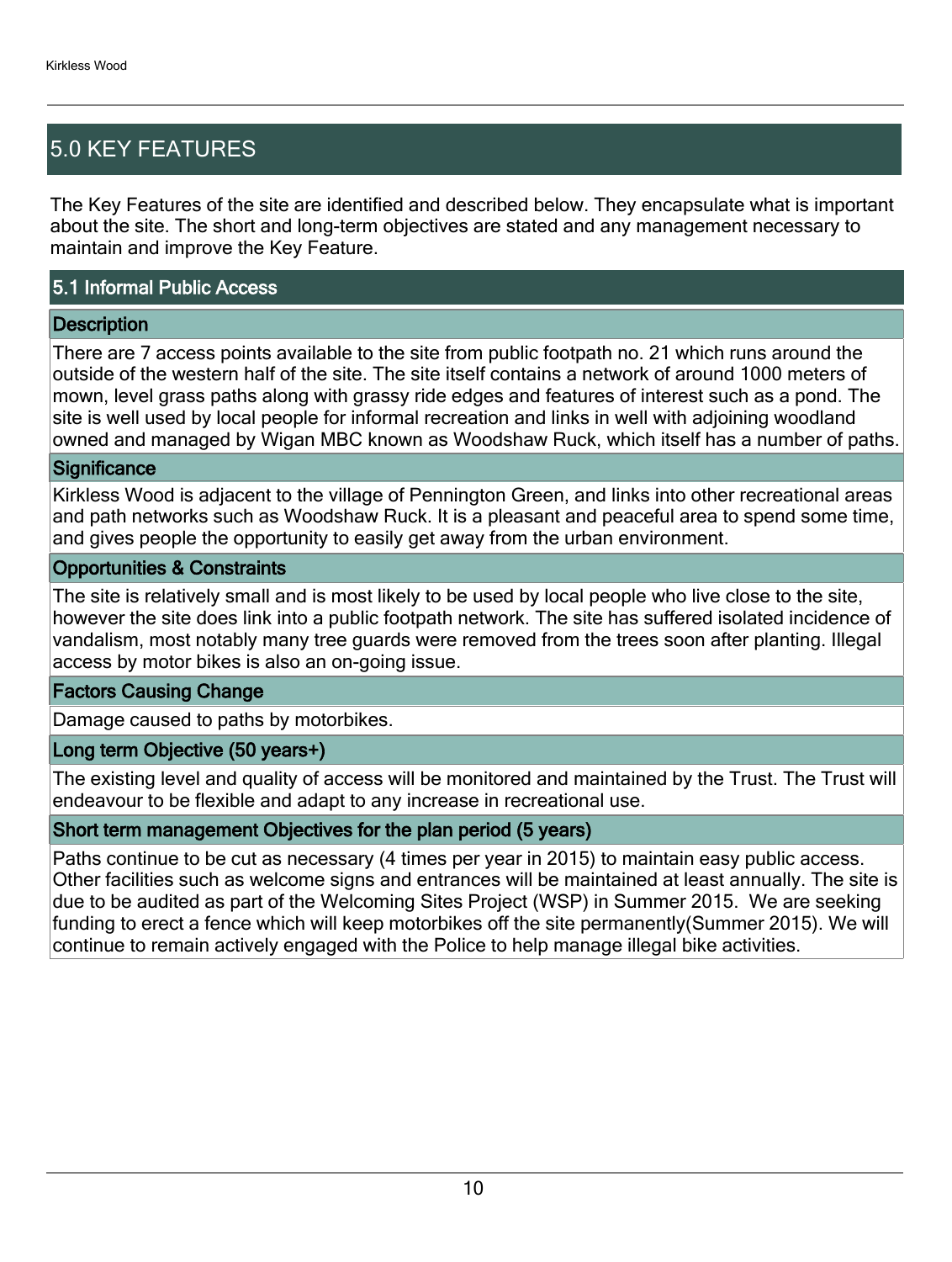# 5.0 KEY FEATURES

The Key Features of the site are identified and described below. They encapsulate what is important about the site. The short and long-term objectives are stated and any management necessary to maintain and improve the Key Feature.

## 5.1 Informal Public Access

### Description

There are 7 access points available to the site from public footpath no. 21 which runs around the outside of the western half of the site. The site itself contains a network of around 1000 meters of mown, level grass paths along with grassy ride edges and features of interest such as a pond. The site is well used by local people for informal recreation and links in well with adjoining woodland owned and managed by Wigan MBC known as Woodshaw Ruck, which itself has a number of paths.

### Significance

Kirkless Wood is adjacent to the village of Pennington Green, and links into other recreational areas and path networks such as Woodshaw Ruck. It is a pleasant and peaceful area to spend some time, and gives people the opportunity to easily get away from the urban environment.

### Opportunities & Constraints

The site is relatively small and is most likely to be used by local people who live close to the site, however the site does link into a public footpath network. The site has suffered isolated incidence of vandalism, most notably many tree guards were removed from the trees soon after planting. Illegal access by motor bikes is also an on-going issue.

### Factors Causing Change

Damage caused to paths by motorbikes.

### Long term Objective (50 years+)

The existing level and quality of access will be monitored and maintained by the Trust. The Trust will endeavour to be flexible and adapt to any increase in recreational use.

### Short term management Objectives for the plan period (5 years)

Paths continue to be cut as necessary (4 times per year in 2015) to maintain easy public access. Other facilities such as welcome signs and entrances will be maintained at least annually. The site is due to be audited as part of the Welcoming Sites Project (WSP) in Summer 2015. We are seeking funding to erect a fence which will keep motorbikes off the site permanently(Summer 2015). We will continue to remain actively engaged with the Police to help manage illegal bike activities.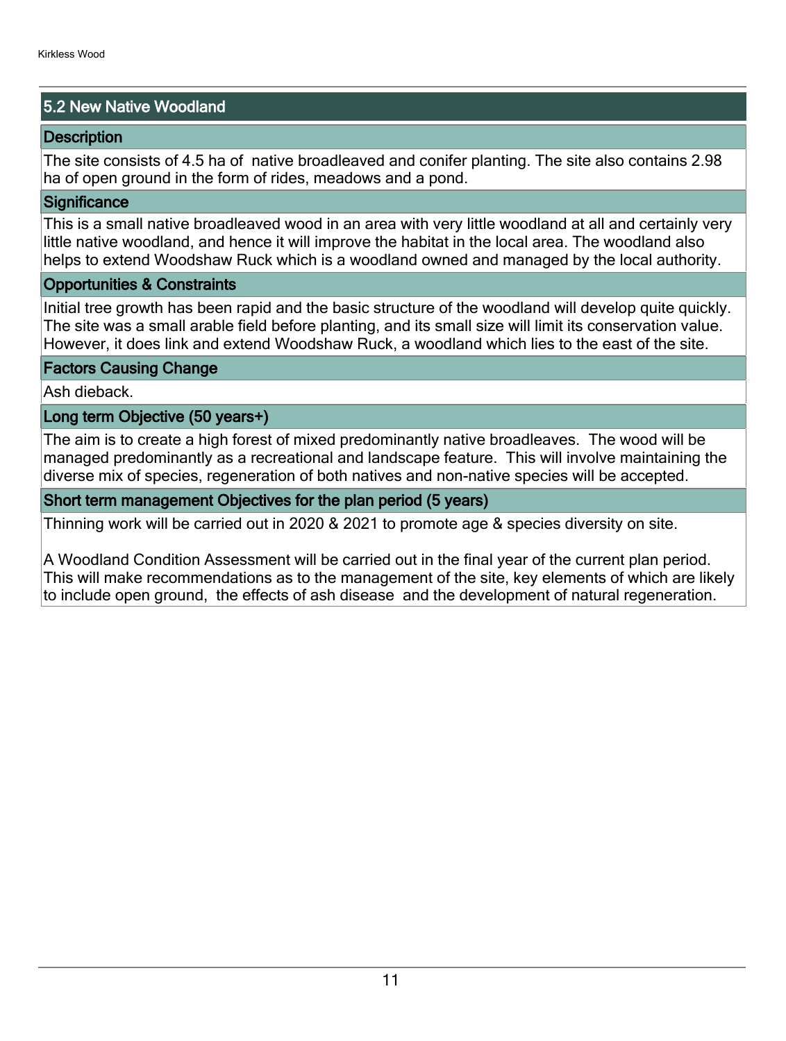## 5.2 New Native Woodland

### Description

The site consists of 4.5 ha of native broadleaved and conifer planting. The site also contains 2.98 ha of open ground in the form of rides, meadows and a pond.

### Significance

This is a small native broadleaved wood in an area with very little woodland at all and certainly very little native woodland, and hence it will improve the habitat in the local area. The woodland also helps to extend Woodshaw Ruck which is a woodland owned and managed by the local authority.

### Opportunities & Constraints

Initial tree growth has been rapid and the basic structure of the woodland will develop quite quickly. The site was a small arable field before planting, and its small size will limit its conservation value. However, it does link and extend Woodshaw Ruck, a woodland which lies to the east of the site.

### Factors Causing Change

Ash dieback.

### Long term Objective (50 years+)

The aim is to create a high forest of mixed predominantly native broadleaves. The wood will be managed predominantly as a recreational and landscape feature. This will involve maintaining the diverse mix of species, regeneration of both natives and non-native species will be accepted.

### Short term management Objectives for the plan period (5 years)

Thinning work will be carried out in 2020 & 2021 to promote age & species diversity on site.

A Woodland Condition Assessment will be carried out in the final year of the current plan period. This will make recommendations as to the management of the site, key elements of which are likely to include open ground, the effects of ash disease and the development of natural regeneration.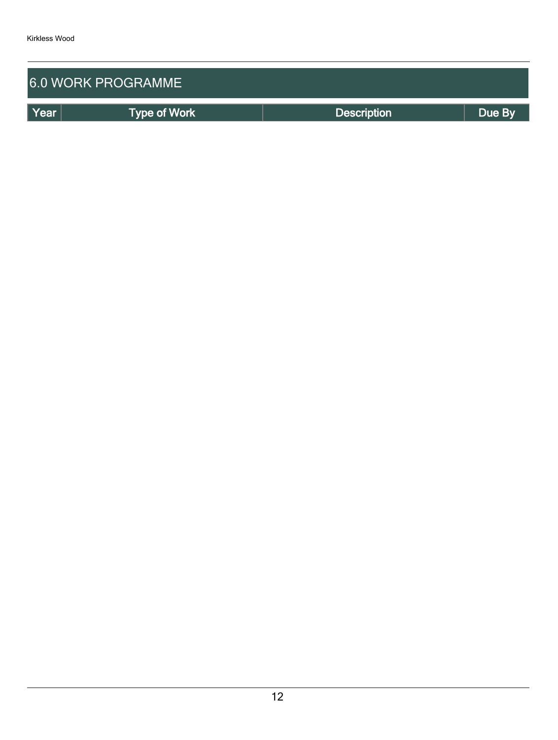## 6.0 WORK PROGRAMME

| Year | Type of Work | Description | Due By |
| --- | --- | --- | --- |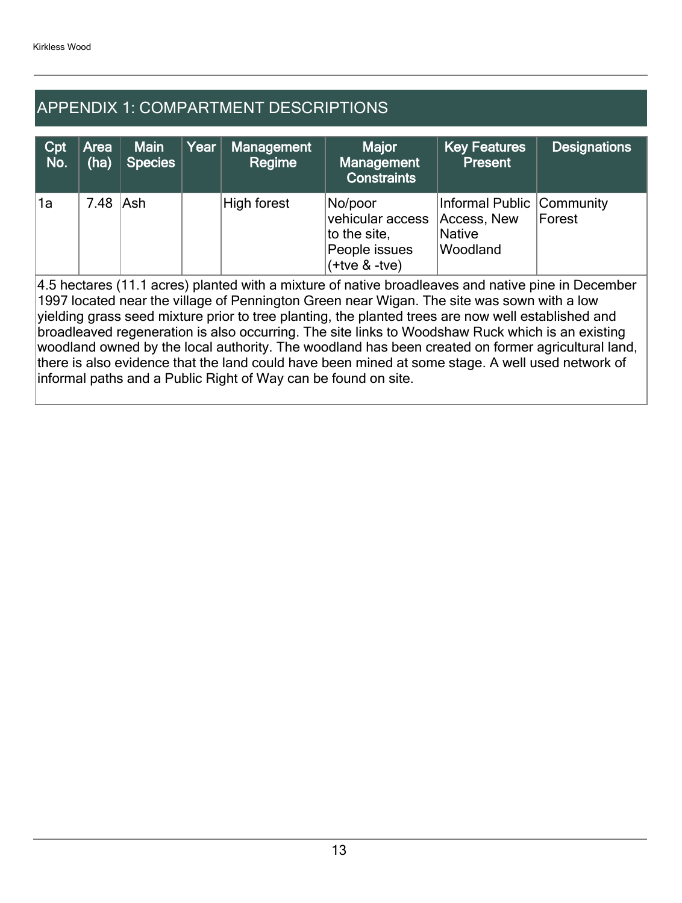## APPENDIX 1: COMPARTMENT DESCRIPTIONS

| Cpt No. | Area (ha) | Main Species | Year | Management Regime | Major Management Constraints | Key Features Present | Designations |
|---|---|---|---|---|---|---|---|
| 1a | 7.48 | Ash | | High forest | No/poor vehicular access to the site, People issues (+tve & -tve) | Informal Public Access, New Native Woodland | Community Forest |

4.5 hectares (11.1 acres) planted with a mixture of native broadleaves and native pine in December 1997 located near the village of Pennington Green near Wigan. The site was sown with a low yielding grass seed mixture prior to tree planting, the planted trees are now well established and broadleaved regeneration is also occurring. The site links to Woodshaw Ruck which is an existing woodland owned by the local authority. The woodland has been created on former agricultural land, there is also evidence that the land could have been mined at some stage. A well used network of informal paths and a Public Right of Way can be found on site.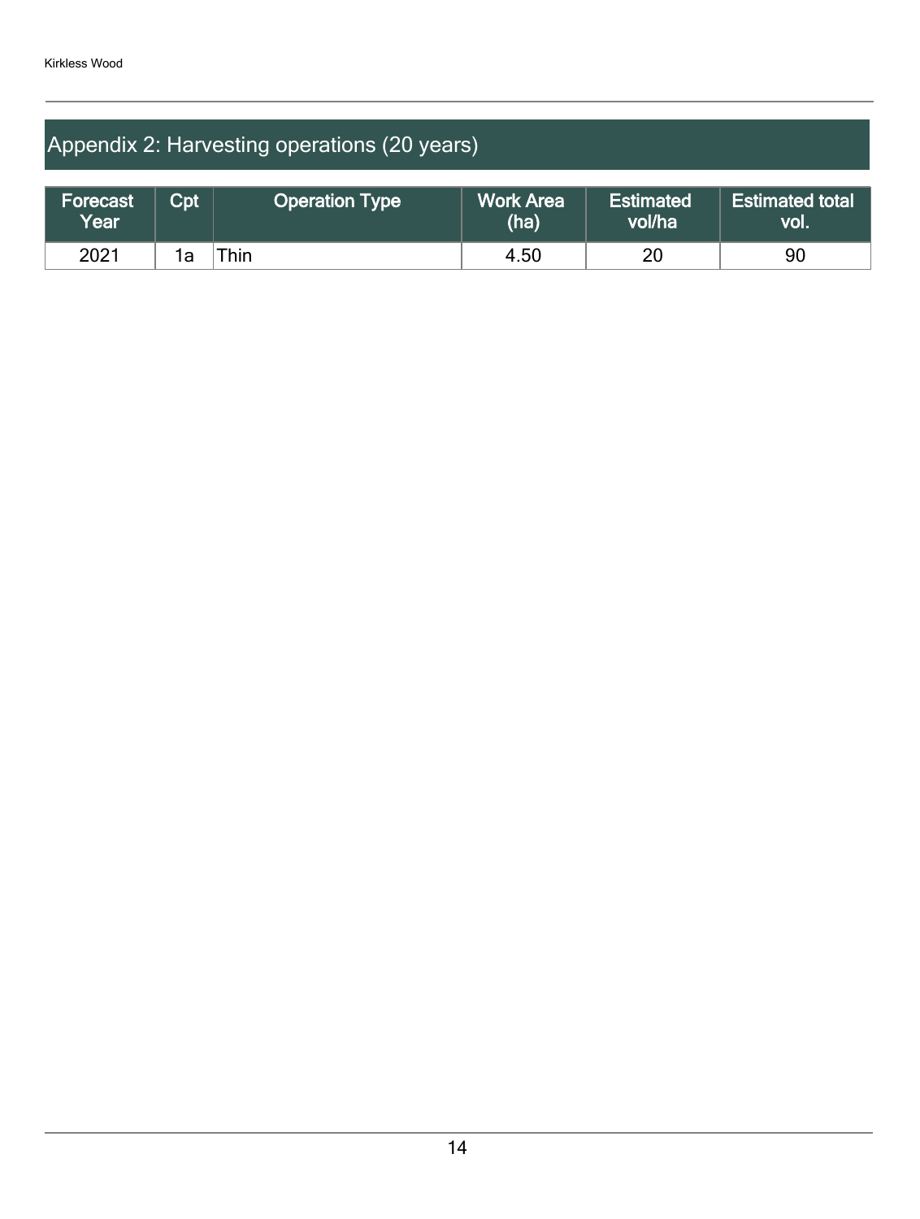## Appendix 2: Harvesting operations (20 years)

| Forecast Year | Cpt | Operation Type | Work Area (ha) | Estimated vol/ha | Estimated total vol. |
|---|---|---|---|---|---|
| 2021 | 1a | Thin | 4.50 | 20 | 90 |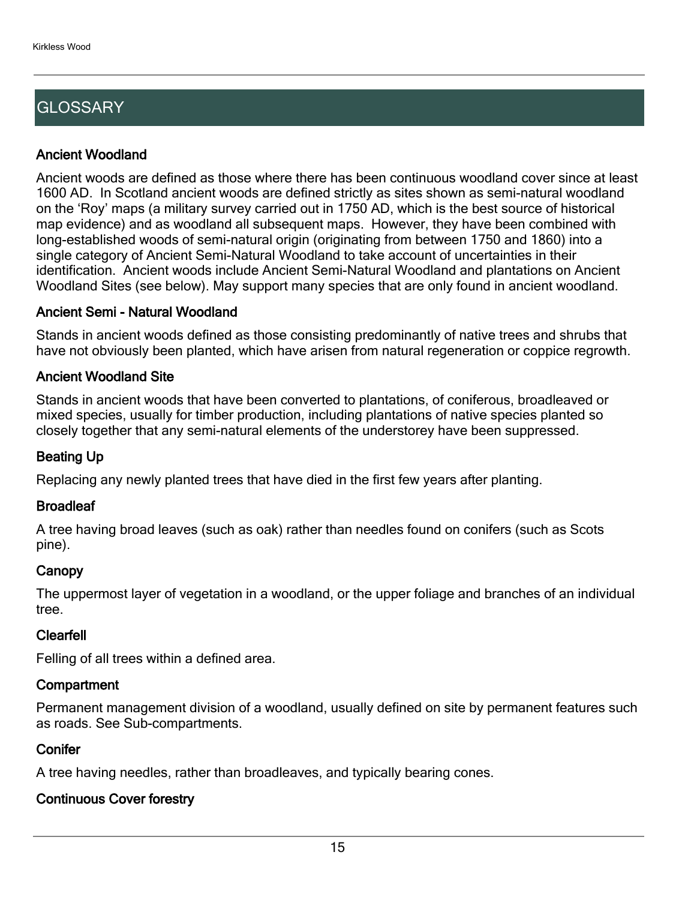## GLOSSARY

### Ancient Woodland

Ancient woods are defined as those where there has been continuous woodland cover since at least 1600 AD. In Scotland ancient woods are defined strictly as sites shown as semi-natural woodland on the 'Roy' maps (a military survey carried out in 1750 AD, which is the best source of historical map evidence) and as woodland all subsequent maps. However, they have been combined with long-established woods of semi-natural origin (originating from between 1750 and 1860) into a single category of Ancient Semi-Natural Woodland to take account of uncertainties in their identification. Ancient woods include Ancient Semi-Natural Woodland and plantations on Ancient Woodland Sites (see below). May support many species that are only found in ancient woodland.

### Ancient Semi - Natural Woodland

Stands in ancient woods defined as those consisting predominantly of native trees and shrubs that have not obviously been planted, which have arisen from natural regeneration or coppice regrowth.

### Ancient Woodland Site

Stands in ancient woods that have been converted to plantations, of coniferous, broadleaved or mixed species, usually for timber production, including plantations of native species planted so closely together that any semi-natural elements of the understorey have been suppressed.

### Beating Up

Replacing any newly planted trees that have died in the first few years after planting.

### Broadleaf

A tree having broad leaves (such as oak) rather than needles found on conifers (such as Scots pine).

### Canopy

The uppermost layer of vegetation in a woodland, or the upper foliage and branches of an individual tree.

### Clearfell

Felling of all trees within a defined area.

### Compartment

Permanent management division of a woodland, usually defined on site by permanent features such as roads. See Sub-compartments.

### Conifer

A tree having needles, rather than broadleaves, and typically bearing cones.

### Continuous Cover forestry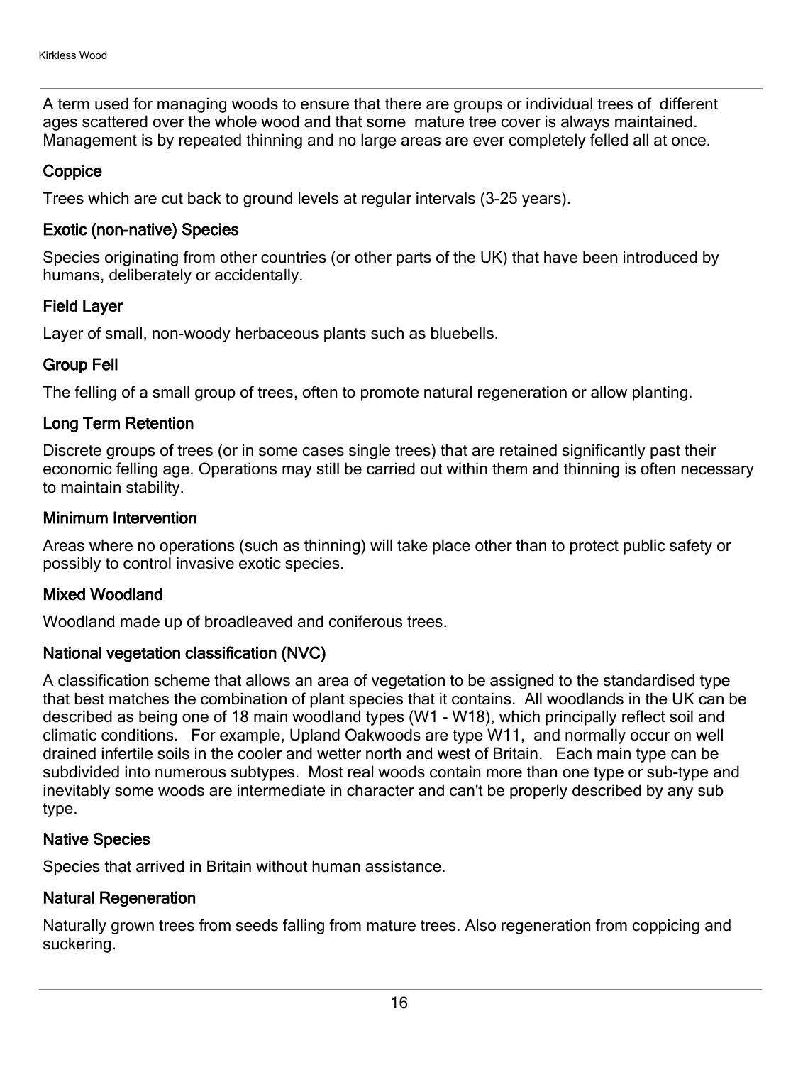A term used for managing woods to ensure that there are groups or individual trees of different ages scattered over the whole wood and that some mature tree cover is always maintained. Management is by repeated thinning and no large areas are ever completely felled all at once.

### Coppice

Trees which are cut back to ground levels at regular intervals (3-25 years).

### Exotic (non-native) Species

Species originating from other countries (or other parts of the UK) that have been introduced by humans, deliberately or accidentally.

### Field Layer

Layer of small, non-woody herbaceous plants such as bluebells.

### Group Fell

The felling of a small group of trees, often to promote natural regeneration or allow planting.

### Long Term Retention

Discrete groups of trees (or in some cases single trees) that are retained significantly past their economic felling age. Operations may still be carried out within them and thinning is often necessary to maintain stability.

### Minimum Intervention

Areas where no operations (such as thinning) will take place other than to protect public safety or possibly to control invasive exotic species.

### Mixed Woodland

Woodland made up of broadleaved and coniferous trees.

### National vegetation classification (NVC)

A classification scheme that allows an area of vegetation to be assigned to the standardised type that best matches the combination of plant species that it contains. All woodlands in the UK can be described as being one of 18 main woodland types (W1 - W18), which principally reflect soil and climatic conditions. For example, Upland Oakwoods are type W11, and normally occur on well drained infertile soils in the cooler and wetter north and west of Britain. Each main type can be subdivided into numerous subtypes. Most real woods contain more than one type or sub-type and inevitably some woods are intermediate in character and can't be properly described by any sub type.

### Native Species

Species that arrived in Britain without human assistance.

### Natural Regeneration

Naturally grown trees from seeds falling from mature trees. Also regeneration from coppicing and suckering.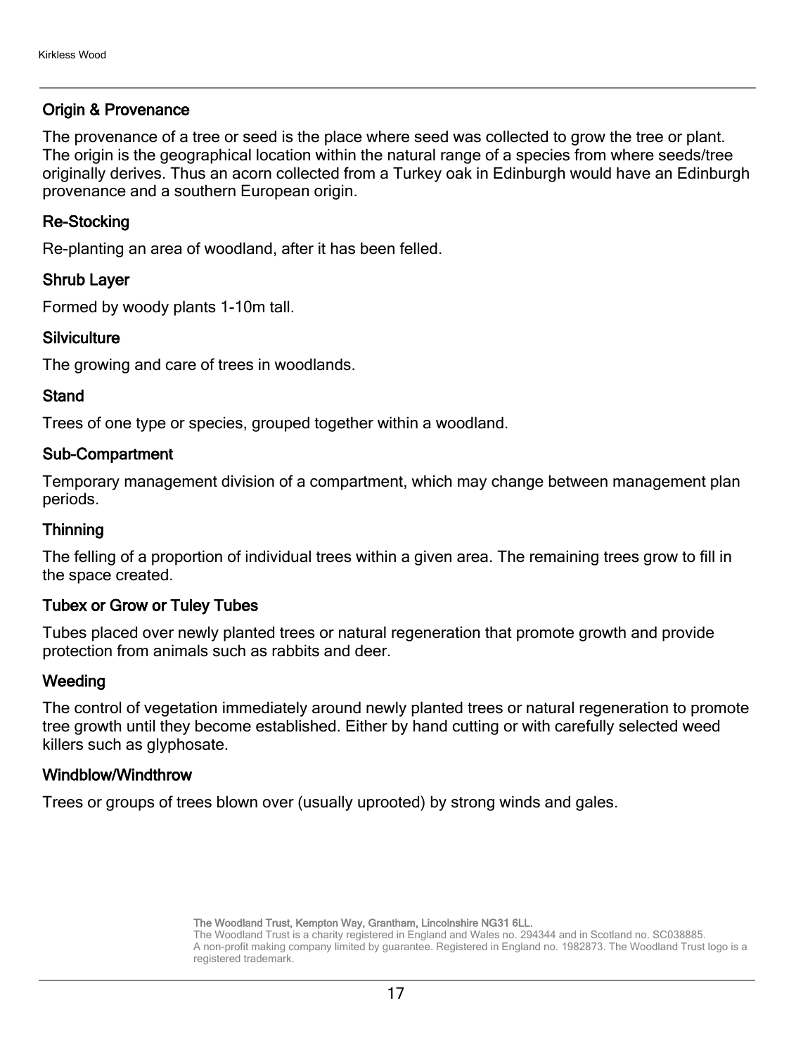### Origin & Provenance

The provenance of a tree or seed is the place where seed was collected to grow the tree or plant. The origin is the geographical location within the natural range of a species from where seeds/tree originally derives. Thus an acorn collected from a Turkey oak in Edinburgh would have an Edinburgh provenance and a southern European origin.

### Re-Stocking

Re-planting an area of woodland, after it has been felled.

### Shrub Layer

Formed by woody plants 1-10m tall.

### Silviculture

The growing and care of trees in woodlands.

### Stand

Trees of one type or species, grouped together within a woodland.

### Sub-Compartment

Temporary management division of a compartment, which may change between management plan periods.

### Thinning

The felling of a proportion of individual trees within a given area. The remaining trees grow to fill in the space created.

### Tubex or Grow or Tuley Tubes

Tubes placed over newly planted trees or natural regeneration that promote growth and provide protection from animals such as rabbits and deer.

### Weeding

The control of vegetation immediately around newly planted trees or natural regeneration to promote tree growth until they become established. Either by hand cutting or with carefully selected weed killers such as glyphosate.

### Windblow/Windthrow

Trees or groups of trees blown over (usually uprooted) by strong winds and gales.